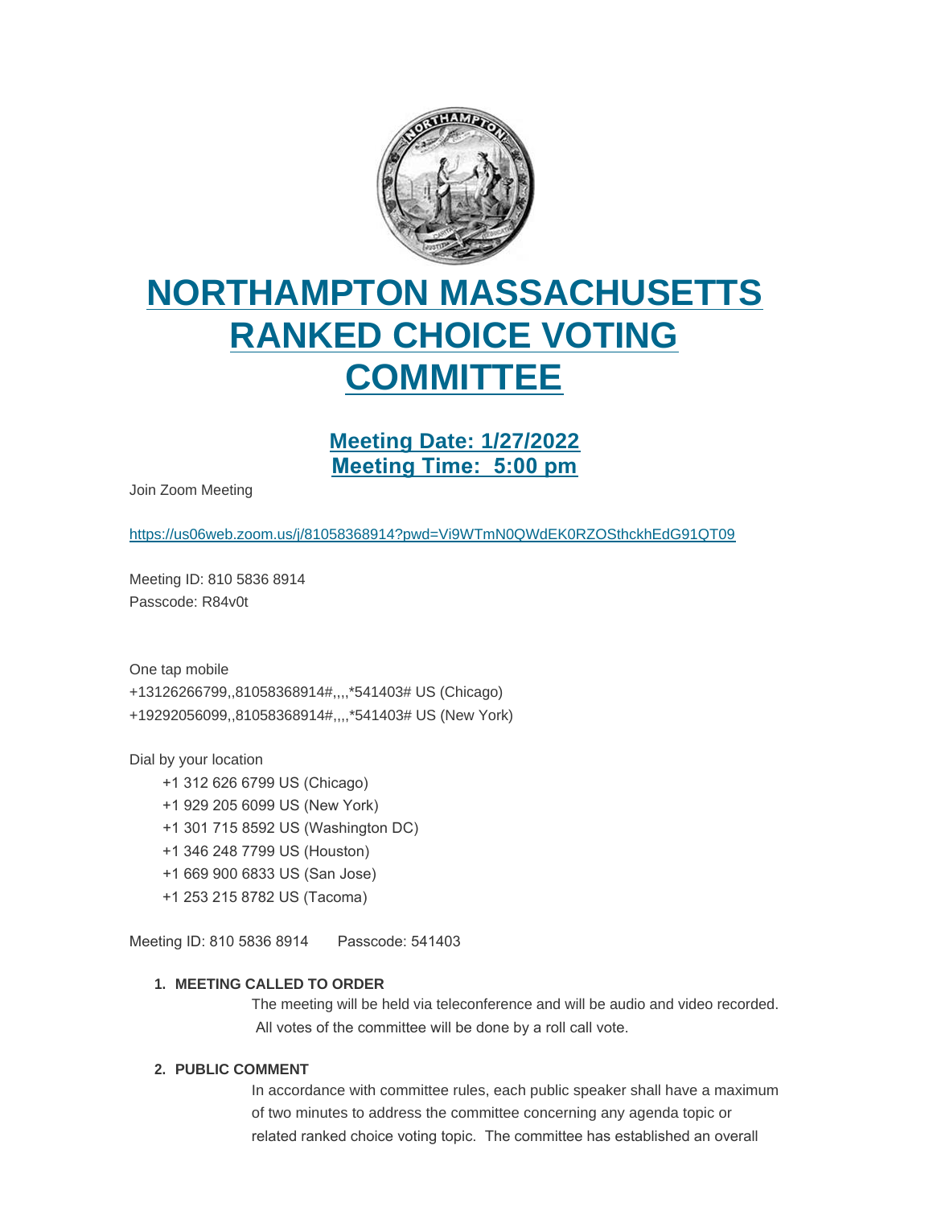# NORTHAMPTON MASSACHUSETTS RANKED CHOICE VOTING COMMITTEE

## Meeting Date: 1/27/2022
## Meeting Time: 5:00 pm

Join Zoom Meeting

https://us06web.zoom.us/j/81058368914?pwd=Vi9WTmN0QWdEK0RZOSthckhEdG91QT09

Meeting ID: 810 5836 8914
Passcode: R84v0t

One tap mobile
+13126266799,,81058368914#,,,,*541403# US (Chicago)
+19292056099,,81058368914#,,,,*541403# US (New York)

Dial by your location
- +1 312 626 6799 US (Chicago)
- +1 929 205 6099 US (New York)
- +1 301 715 8592 US (Washington DC)
- +1 346 248 7799 US (Houston)
- +1 669 900 6833 US (San Jose)
- +1 253 215 8782 US (Tacoma)

Meeting ID: 810 5836 8914 Passcode: 541403

1. **MEETING CALLED TO ORDER**

   The meeting will be held via teleconference and will be audio and video recorded. All votes of the committee will be done by a roll call vote.

2. **PUBLIC COMMENT**

   In accordance with committee rules, each public speaker shall have a maximum of two minutes to address the committee concerning any agenda topic or related ranked choice voting topic. The committee has established an overall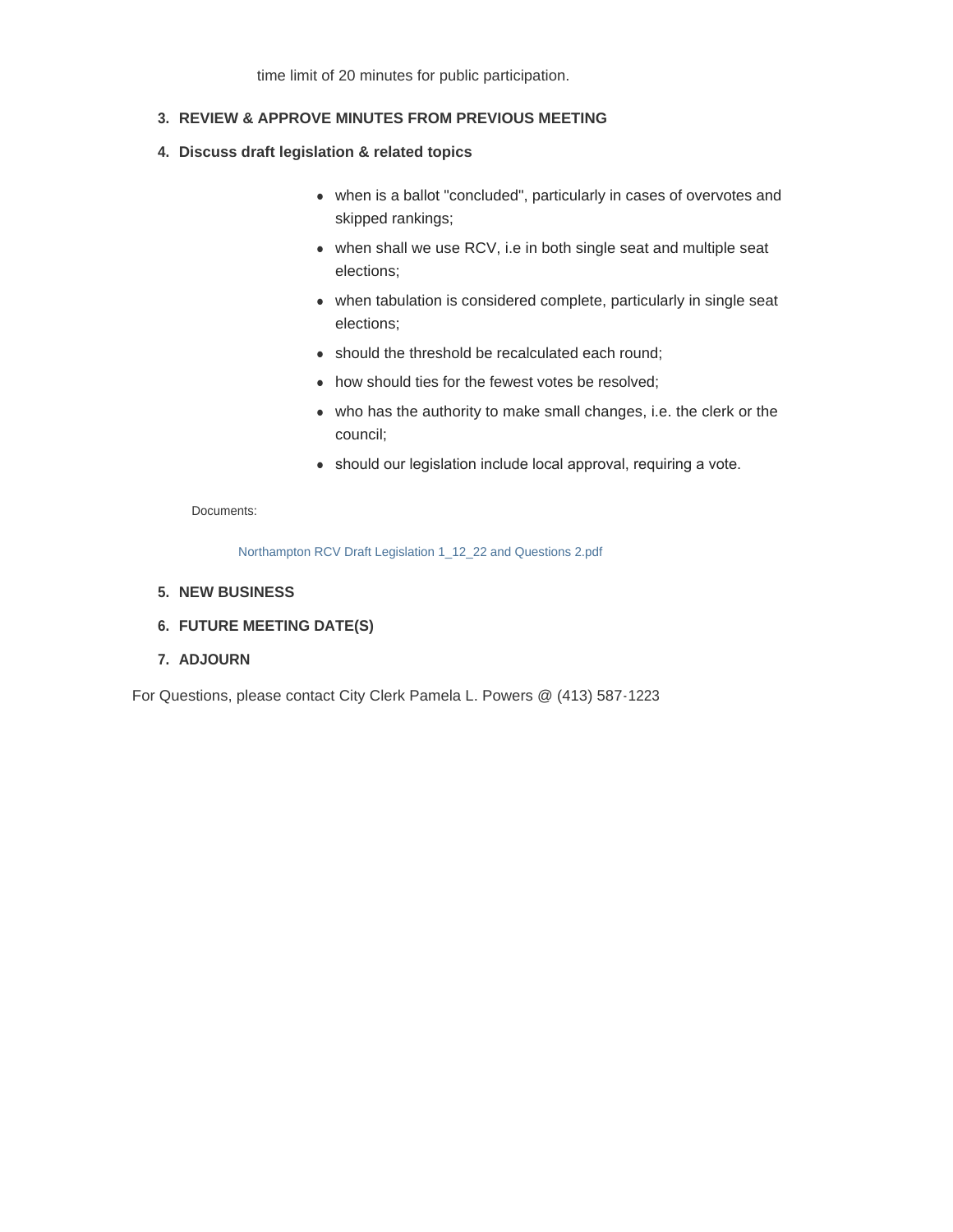time limit of 20 minutes for public participation.

3. **REVIEW & APPROVE MINUTES FROM PREVIOUS MEETING**

4. **Discuss draft legislation & related topics**

   - when is a ballot "concluded", particularly in cases of overvotes and skipped rankings;
   - when shall we use RCV, i.e in both single seat and multiple seat elections;
   - when tabulation is considered complete, particularly in single seat elections;
   - should the threshold be recalculated each round;
   - how should ties for the fewest votes be resolved;
   - who has the authority to make small changes, i.e. the clerk or the council;
   - should our legislation include local approval, requiring a vote.

   Documents:

   Northampton RCV Draft Legislation 1_12_22 and Questions 2.pdf

5. **NEW BUSINESS**

6. **FUTURE MEETING DATE(S)**

7. **ADJOURN**

For Questions, please contact City Clerk Pamela L. Powers @ (413) 587-1223